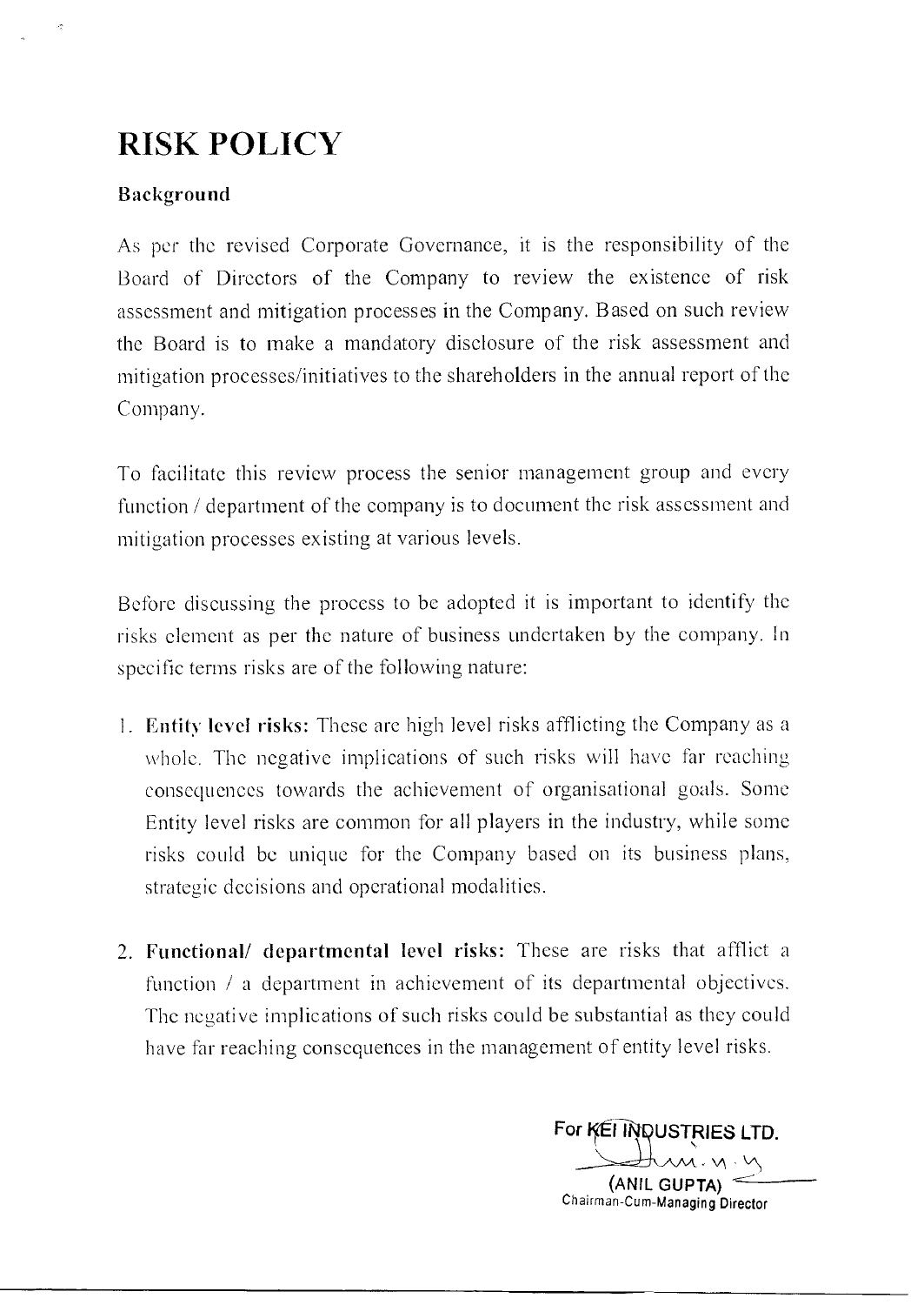# RISK POLICY

**Background**

As per the revised Corporate Governance, it is the responsibility of the Board of Directors of the Company to review the existence of risk assessment and mitigation processes in the Company. Based on such review the Board is to make a mandatory disclosure of the risk assessment and mitigation processes/initiatives to the shareholders in the annual report of the Company.

To facilitate this review process the senior management group and every function / department of the company is to document the risk assessment and mitigation processes existing at various levels.

Before discussing the process to be adopted it is important to identify the risks element as per the nature of business undertaken by the company. In specific terms risks are of the following nature:

1. **Entity level risks:** These are high level risks afflicting the Company as a whole. The negative implications of such risks will have far reaching consequences towards the achievement of organisational goals. Some Entity level risks are common for all players in the industry, while some risks could be unique for the Company based on its business plans, strategic decisions and operational modalities.

2. **Functional/ departmental level risks:** These are risks that afflict a function / a department in achievement of its departmental objectives. The negative implications of such risks could be substantial as they could have far reaching consequences in the management of entity level risks.

For KEI INDUSTRIES LTD.

(ANIL GUPTA)
Chairman-Cum-Managing Director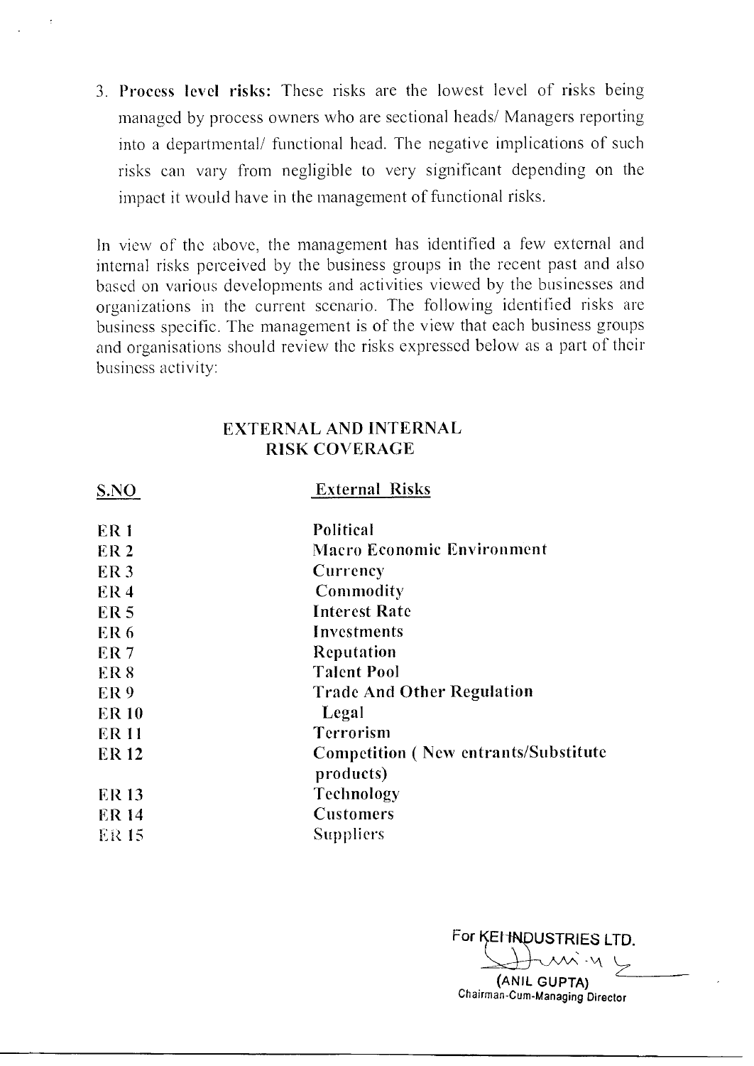3. **Process level risks:** These risks are the lowest level of risks being managed by process owners who are sectional heads/ Managers reporting into a departmental/ functional head. The negative implications of such risks can vary from negligible to very significant depending on the impact it would have in the management of functional risks.

In view of the above, the management has identified a few external and internal risks perceived by the business groups in the recent past and also based on various developments and activities viewed by the businesses and organizations in the current scenario. The following identified risks are business specific. The management is of the view that each business groups and organisations should review the risks expressed below as a part of their business activity:

## EXTERNAL AND INTERNAL RISK COVERAGE

| S.NO | External Risks |
|---|---|
| ER 1 | **Political** |
| ER 2 | **Macro Economic Environment** |
| ER 3 | **Currency** |
| ER 4 | **Commodity** |
| ER 5 | **Interest Rate** |
| ER 6 | **Investments** |
| ER 7 | **Reputation** |
| ER 8 | **Talent Pool** |
| ER 9 | **Trade And Other Regulation** |
| ER 10 | **Legal** |
| ER 11 | **Terrorism** |
| ER 12 | **Competition ( New entrants/Substitute products)** |
| ER 13 | **Technology** |
| ER 14 | **Customers** |
| ER 15 | Suppliers |

For KEI INDUSTRIES LTD.

(ANIL GUPTA)
Chairman-Cum-Managing Director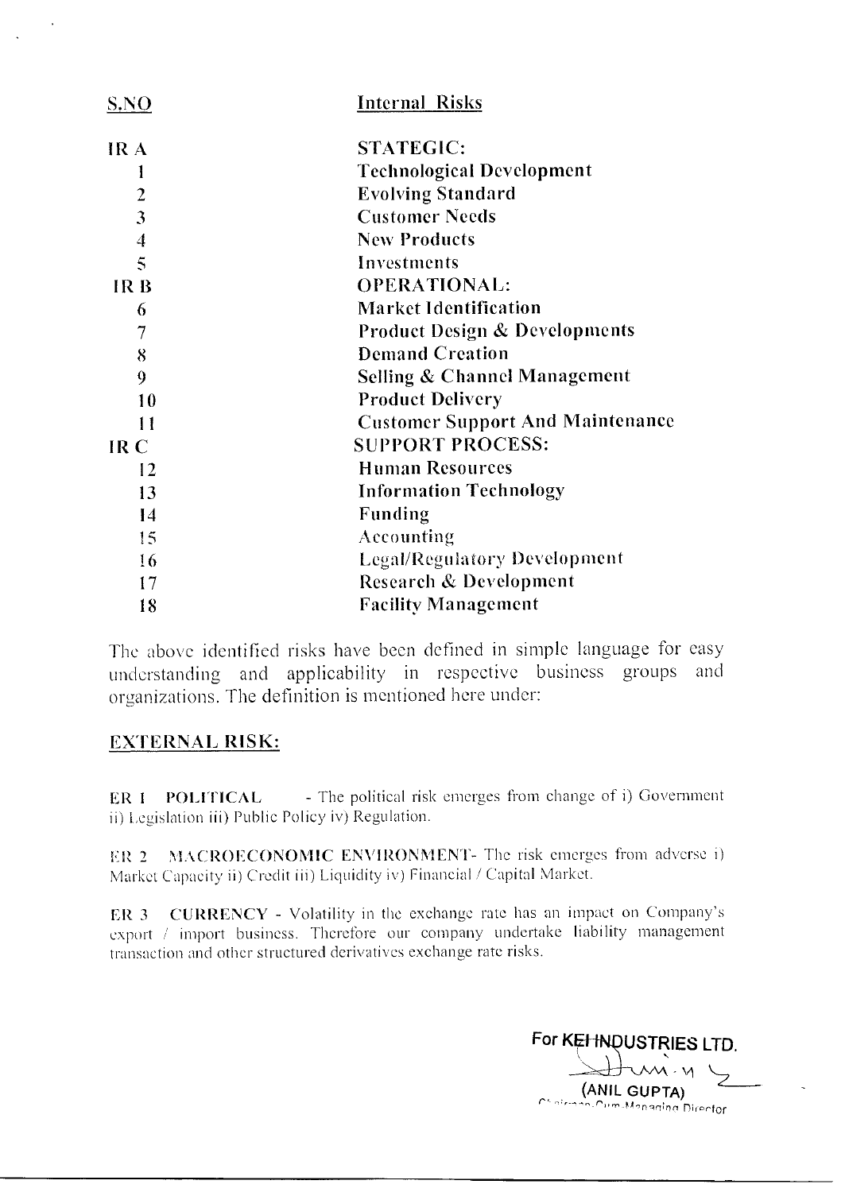| S.NO | Internal Risks |
|---|---|
| IR A | **STATEGIC:** |
| 1 | **Technological Development** |
| 2 | **Evolving Standard** |
| 3 | **Customer Needs** |
| 4 | **New Products** |
| 5 | **Investments** |
| IR B | **OPERATIONAL:** |
| 6 | **Market Identification** |
| 7 | **Product Design & Developments** |
| 8 | **Demand Creation** |
| 9 | **Selling & Channel Management** |
| 10 | **Product Delivery** |
| 11 | **Customer Support And Maintenance** |
| IR C | **SUPPORT PROCESS:** |
| 12 | **Human Resources** |
| 13 | **Information Technology** |
| 14 | **Funding** |
| 15 | **Accounting** |
| 16 | **Legal/Regulatory Development** |
| 17 | **Research & Development** |
| 18 | **Facility Management** |

The above identified risks have been defined in simple language for easy understanding and applicability in respective business groups and organizations. The definition is mentioned here under:

## EXTERNAL RISK:

**ER 1 POLITICAL** - The political risk emerges from change of i) Government ii) Legislation iii) Public Policy iv) Regulation.

**ER 2 MACROECONOMIC ENVIRONMENT**- The risk emerges from adverse i) Market Capacity ii) Credit iii) Liquidity iv) Financial / Capital Market.

**ER 3 CURRENCY** - Volatility in the exchange rate has an impact on Company's export / import business. Therefore our company undertake liability management transaction and other structured derivatives exchange rate risks.

**For KEI INDUSTRIES LTD.**

(ANIL GUPTA)
Chairman-Cum-Managing Director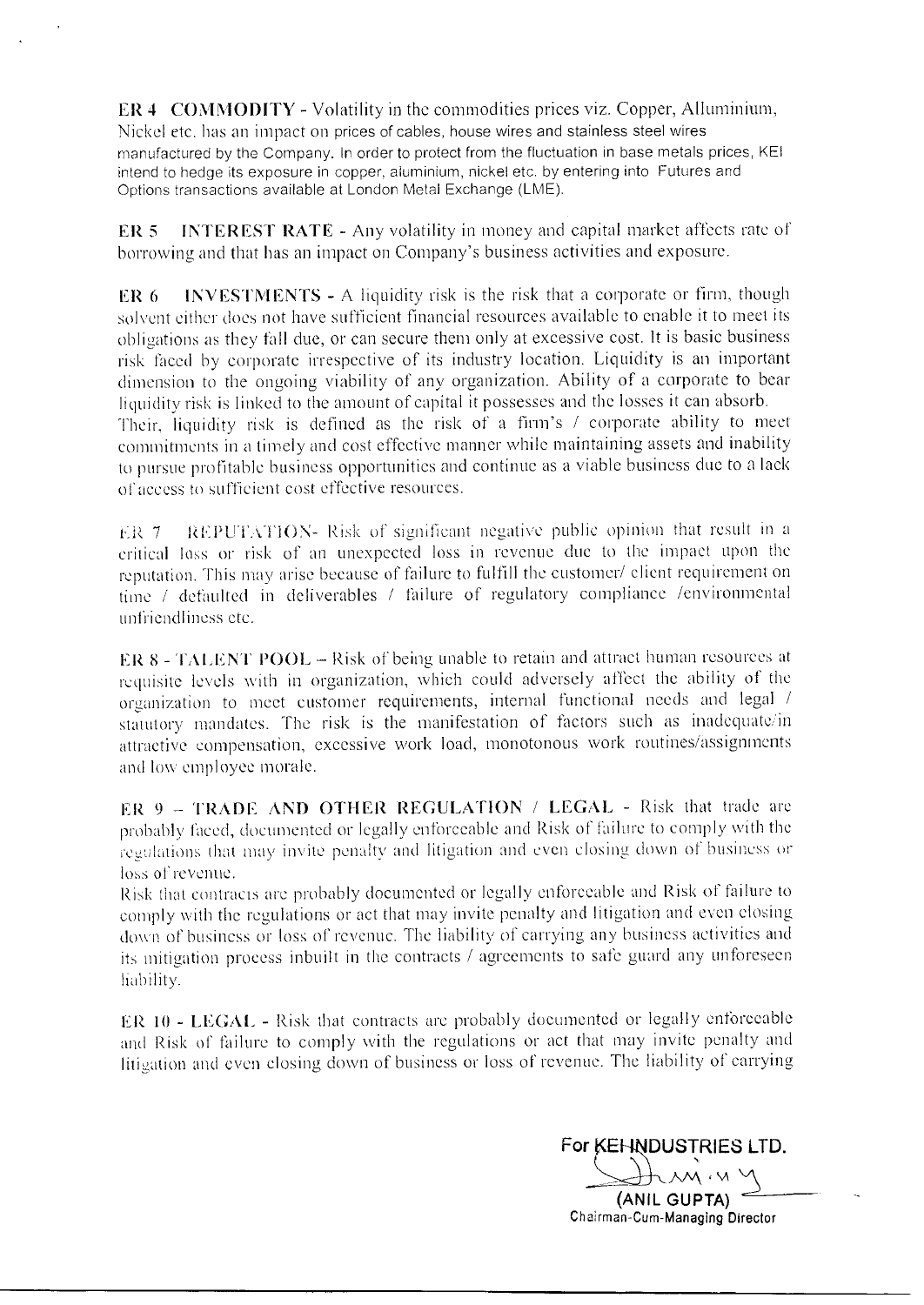**ER 4 COMMODITY** - Volatility in the commodities prices viz. Copper, Alluminium, Nickel etc. has an impact on prices of cables, house wires and stainless steel wires manufactured by the Company. In order to protect from the fluctuation in base metals prices, KEI intend to hedge its exposure in copper, aluminium, nickel etc. by entering into Futures and Options transactions available at London Metal Exchange (LME).

**ER 5 INTEREST RATE** - Any volatility in money and capital market affects rate of borrowing and that has an impact on Company's business activities and exposure.

**ER 6 INVESTMENTS** - A liquidity risk is the risk that a corporate or firm, though solvent either does not have sufficient financial resources available to enable it to meet its obligations as they fall due, or can secure them only at excessive cost. It is basic business risk faced by corporate irrespective of its industry location. Liquidity is an important dimension to the ongoing viability of any organization. Ability of a corporate to bear liquidity risk is linked to the amount of capital it possesses and the losses it can absorb. Their, liquidity risk is defined as the risk of a firm's / corporate ability to meet commitments in a timely and cost effective manner while maintaining assets and inability to pursue profitable business opportunities and continue as a viable business due to a lack of access to sufficient cost effective resources.

**ER 7 REPUTATION**- Risk of significant negative public opinion that result in a critical loss or risk of an unexpected loss in revenue due to the impact upon the reputation. This may arise because of failure to fulfill the customer/ client requirement on time / defaulted in deliverables / failure of regulatory compliance /environmental unfriendliness etc.

**ER 8 - TALENT POOL** – Risk of being unable to retain and attract human resources at requisite levels with in organization, which could adversely affect the ability of the organization to meet customer requirements, internal functional needs and legal / statutory mandates. The risk is the manifestation of factors such as inadequate/in attractive compensation, excessive work load, monotonous work routines/assignments and low employee morale.

**ER 9 – TRADE AND OTHER REGULATION / LEGAL** - Risk that trade are probably faced, documented or legally enforceable and Risk of failure to comply with the regulations that may invite penalty and litigation and even closing down of business or loss of revenue.
Risk that contracts are probably documented or legally enforceable and Risk of failure to comply with the regulations or act that may invite penalty and litigation and even closing down of business or loss of revenue. The liability of carrying any business activities and its mitigation process inbuilt in the contracts / agreements to safe guard any unforeseen liability.

**ER 10 - LEGAL** - Risk that contracts are probably documented or legally enforceable and Risk of failure to comply with the regulations or act that may invite penalty and litigation and even closing down of business or loss of revenue. The liability of carrying

For KEI INDUSTRIES LTD.

(ANIL GUPTA)
Chairman-Cum-Managing Director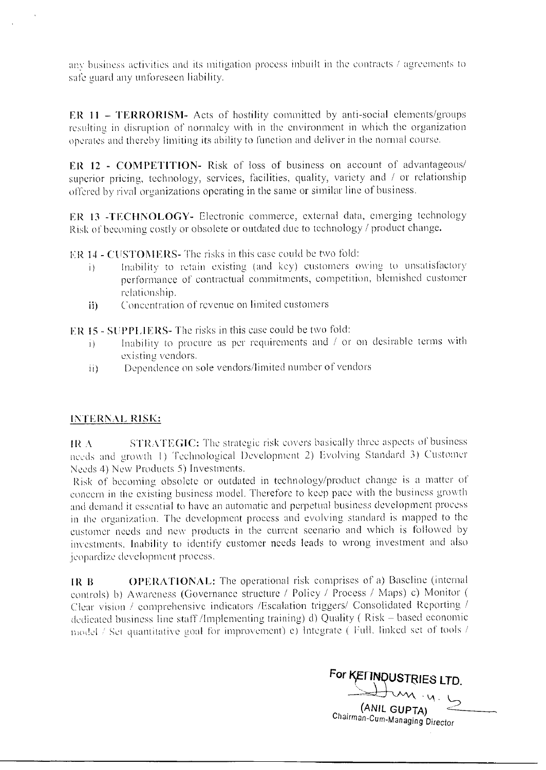any business activities and its mitigation process inbuilt in the contracts / agreements to safe guard any unforeseen liability.

**ER 11 – TERRORISM-** Acts of hostility committed by anti-social elements/groups resulting in disruption of normalcy with in the environment in which the organization operates and thereby limiting its ability to function and deliver in the normal course.

**ER 12 - COMPETITION-** Risk of loss of business on account of advantageous/ superior pricing, technology, services, facilities, quality, variety and / or relationship offered by rival organizations operating in the same or similar line of business.

**ER 13 -TECHNOLOGY-** Electronic commerce, external data, emerging technology Risk of becoming costly or obsolete or outdated due to technology / product change.

ER 14 - CUSTOMERS- The risks in this case could be two fold:

i) Inability to retain existing (and key) customers owing to unsatisfactory performance of contractual commitments, competition, blemished customer relationship.
ii) Concentration of revenue on limited customers

ER 15 - SUPPLIERS- The risks in this case could be two fold:

i) Inability to procure as per requirements and / or on desirable terms with existing vendors.
ii) Dependence on sole vendors/limited number of vendors

## INTERNAL RISK:

**IR A STRATEGIC:** The strategic risk covers basically three aspects of business needs and growth 1) Technological Development 2) Evolving Standard 3) Customer Needs 4) New Products 5) Investments.

Risk of becoming obsolete or outdated in technology/product change is a matter of concern in the existing business model. Therefore to keep pace with the business growth and demand it essential to have an automatic and perpetual business development process in the organization. The development process and evolving standard is mapped to the customer needs and new products in the current scenario and which is followed by investments. Inability to identify customer needs leads to wrong investment and also jeopardize development process.

**IR B OPERATIONAL:** The operational risk comprises of a) Baseline (internal controls) b) Awareness (Governance structure / Policy / Process / Maps) c) Monitor ( Clear vision / comprehensive indicators /Escalation triggers/ Consolidated Reporting / dedicated business line staff /Implementing training) d) Quality ( Risk – based economic model / Set quantitative goal for improvement) e) Integrate ( Full. linked set of tools /

For KEI INDUSTRIES LTD.

(ANIL GUPTA)
Chairman-Cum-Managing Director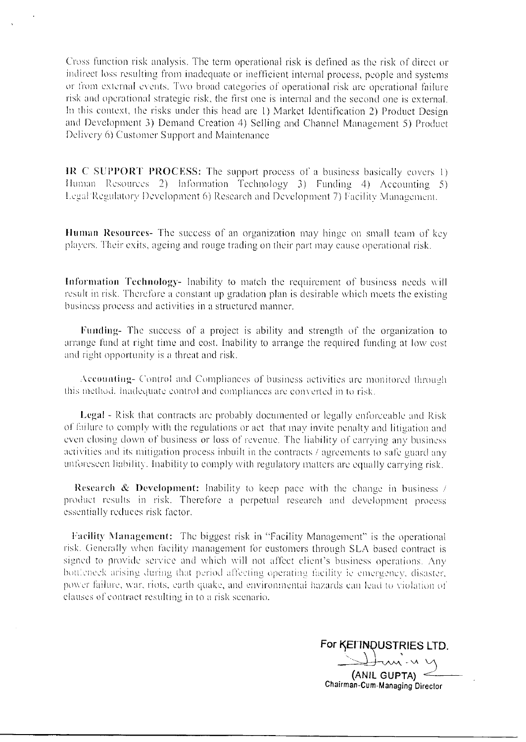Cross function risk analysis. The term operational risk is defined as the risk of direct or indirect loss resulting from inadequate or inefficient internal process, people and systems or from external events. Two broad categories of operational risk are operational failure risk and operational strategic risk, the first one is internal and the second one is external. In this context, the risks under this head are 1) Market Identification 2) Product Design and Development 3) Demand Creation 4) Selling and Channel Management 5) Product Delivery 6) Customer Support and Maintenance

**IR C SUPPORT PROCESS:** The support process of a business basically covers 1) Human Resources 2) Information Technology 3) Funding 4) Accounting 5) Legal/Regulatory Development 6) Research and Development 7) Facility Management.

**Human Resources-** The success of an organization may hinge on small team of key players. Their exits, ageing and rouge trading on their part may cause operational risk.

**Information Technology-** Inability to match the requirement of business needs will result in risk. Therefore a constant up gradation plan is desirable which meets the existing business process and activities in a structured manner.

**Funding-** The success of a project is ability and strength of the organization to arrange fund at right time and cost. Inability to arrange the required funding at low cost and right opportunity is a threat and risk.

**Accounting-** Control and Compliances of business activities are monitored through this method. Inadequate control and compliances are converted in to risk.

**Legal** - Risk that contracts are probably documented or legally enforceable and Risk of failure to comply with the regulations or act that may invite penalty and litigation and even closing down of business or loss of revenue. The liability of carrying any business activities and its mitigation process inbuilt in the contracts / agreements to safe guard any unforeseen liability. Inability to comply with regulatory matters are equally carrying risk.

**Research & Development:** Inability to keep pace with the change in business / product results in risk. Therefore a perpetual research and development process essentially reduces risk factor.

**Facility Management:** The biggest risk in "Facility Management" is the operational risk. Generally when facility management for customers through SLA based contract is signed to provide service and which will not affect client's business operations. Any bottleneck arising during that period affecting operating facility ie emergency, disaster, power failure, war, riots, earth quake, and environmental hazards can lead to violation of clauses of contract resulting in to a risk scenario.

For KEI INDUSTRIES LTD.

(ANIL GUPTA)
Chairman-Cum-Managing Director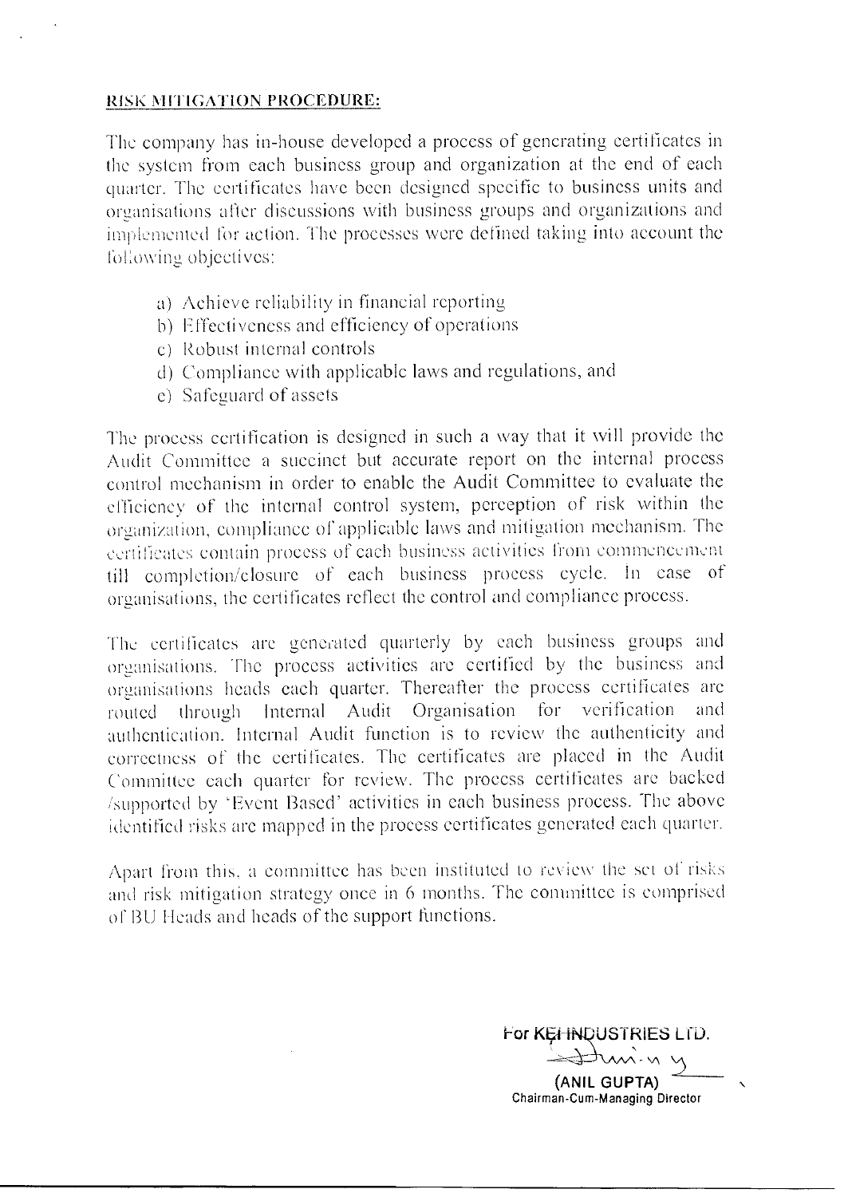**RISK MITIGATION PROCEDURE:**

The company has in-house developed a process of generating certificates in the system from each business group and organization at the end of each quarter. The certificates have been designed specific to business units and organisations after discussions with business groups and organizations and implemented for action. The processes were defined taking into account the following objectives:

a) Achieve reliability in financial reporting
b) Effectiveness and efficiency of operations
c) Robust internal controls
d) Compliance with applicable laws and regulations, and
e) Safeguard of assets

The process certification is designed in such a way that it will provide the Audit Committee a succinct but accurate report on the internal process control mechanism in order to enable the Audit Committee to evaluate the efficiency of the internal control system, perception of risk within the organization, compliance of applicable laws and mitigation mechanism. The certificates contain process of each business activities from commencement till completion/closure of each business process cycle. In case of organisations, the certificates reflect the control and compliance process.

The certificates are generated quarterly by each business groups and organisations. The process activities are certified by the business and organisations heads each quarter. Thereafter the process certificates are routed through Internal Audit Organisation for verification and authentication. Internal Audit function is to review the authenticity and correctness of the certificates. The certificates are placed in the Audit Committee each quarter for review. The process certificates are backed /supported by 'Event Based' activities in each business process. The above identified risks are mapped in the process certificates generated each quarter.

Apart from this, a committee has been instituted to review the set of risks and risk mitigation strategy once in 6 months. The committee is comprised of BU Heads and heads of the support functions.

For KEI INDUSTRIES LTD.

(ANIL GUPTA)
Chairman-Cum-Managing Director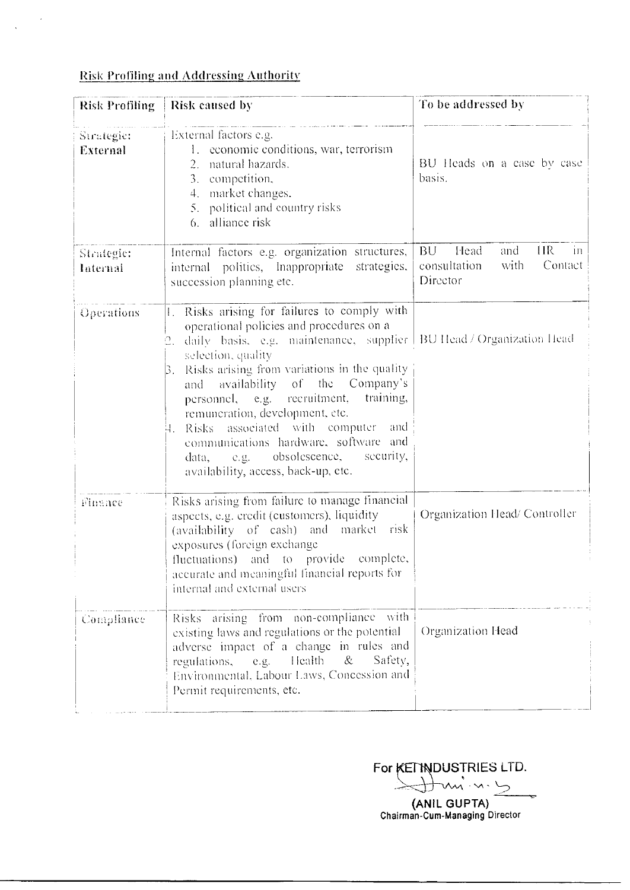**Risk Profiling and Addressing Authority**

| Risk Profiling | Risk caused by | To be addressed by |
|---|---|---|
| Strategic: External | External factors e.g.<br>1. economic conditions, war, terrorism<br>2. natural hazards,<br>3. competition,<br>4. market changes,<br>5. political and country risks<br>6. alliance risk | BU Heads on a case by case basis. |
| Strategic: Internal | Internal factors e.g. organization structures, internal politics, Inappropriate strategies, succession planning etc. | BU Head and HR in consultation with Contact Director |
| Operations | 1. Risks arising for failures to comply with operational policies and procedures on a<br>2. daily basis, e.g. maintenance, supplier selection, quality<br>3. Risks arising from variations in the quality and availability of the Company's personnel, e.g. recruitment, training, remuneration, development, etc.<br>4. Risks associated with computer and communications hardware, software and data, e.g. obsolescence, security, availability, access, back-up, etc. | BU Head / Organization Head |
| Finance | Risks arising from failure to manage financial aspects, e.g. credit (customers), liquidity (availability of cash) and market risk exposures (foreign exchange fluctuations) and to provide complete, accurate and meaningful financial reports for internal and external users | Organization Head/ Controller |
| Compliance | Risks arising from non-compliance with existing laws and regulations or the potential adverse impact of a change in rules and regulations, e.g. Health & Safety, Environmental, Labour Laws, Concession and Permit requirements, etc. | Organization Head |

For KEI INDUSTRIES LTD.

(ANIL GUPTA)
Chairman-Cum-Managing Director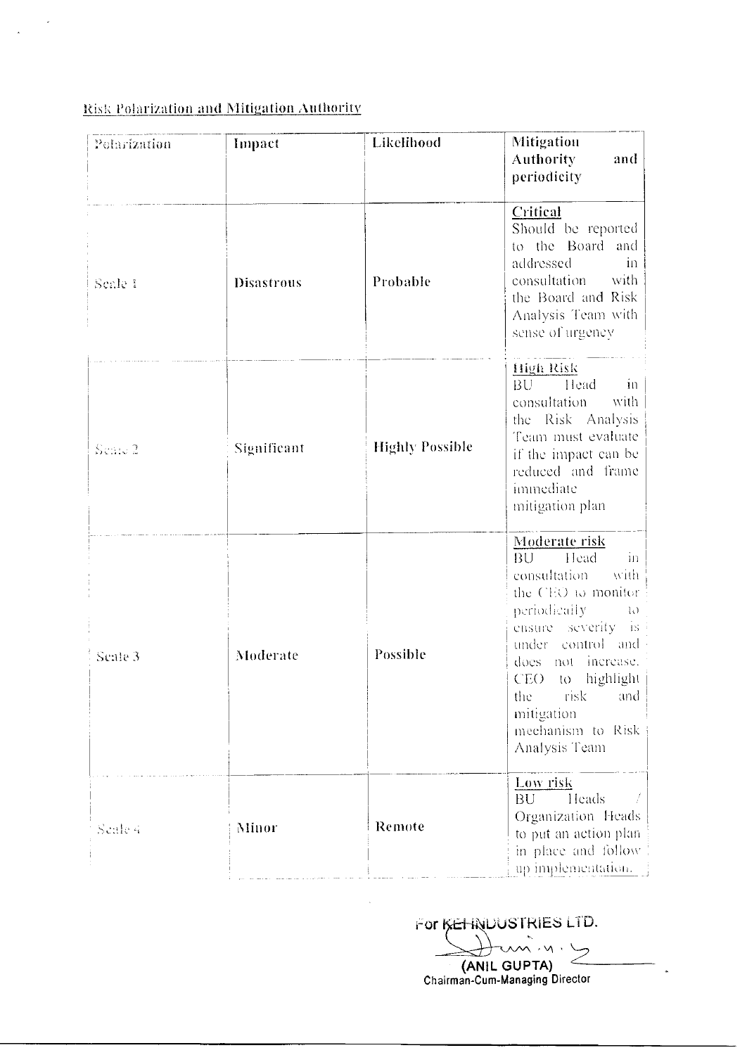Risk Polarization and Mitigation Authority

| Polarization | Impact | Likelihood | Mitigation Authority and periodicity |
|---|---|---|---|
| Scale 1 | **Disastrous** | **Probable** | Critical<br>Should be reported to the Board and addressed in consultation with the Board and Risk Analysis Team with sense of urgency |
| Scale 2 | Significant | **Highly Possible** | High Risk<br>BU Head in consultation with the Risk Analysis Team must evaluate if the impact can be reduced and frame immediate mitigation plan |
| Scale 3 | Moderate | Possible | Moderate risk<br>BU Head in consultation with the CEO to monitor periodically to ensure severity is under control and does not increase. CEO to highlight the risk and mitigation mechanism to Risk Analysis Team |
| Scale 4 | Minor | Remote | Low risk<br>BU Heads / Organization Heads to put an action plan in place and follow up implementation. |

For KEI INDUSTRIES LTD.

(ANIL GUPTA)
Chairman-Cum-Managing Director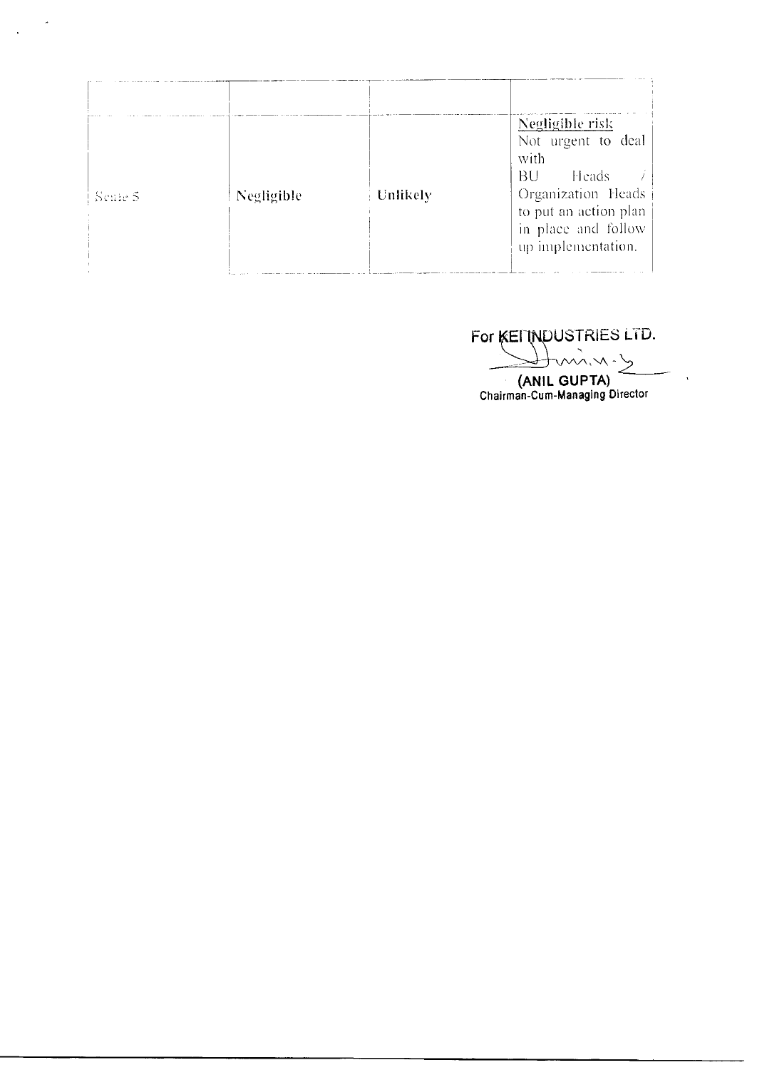| | | | |
|---|---|---|---|
| | | | |
| Scale 5 | Negligible | Unlikely | Negligible risk<br>Not urgent to deal with<br>BU Heads / Organization Heads to put an action plan in place and follow up implementation. |

For KEI INDUSTRIES LTD.

(ANIL GUPTA)
Chairman-Cum-Managing Director